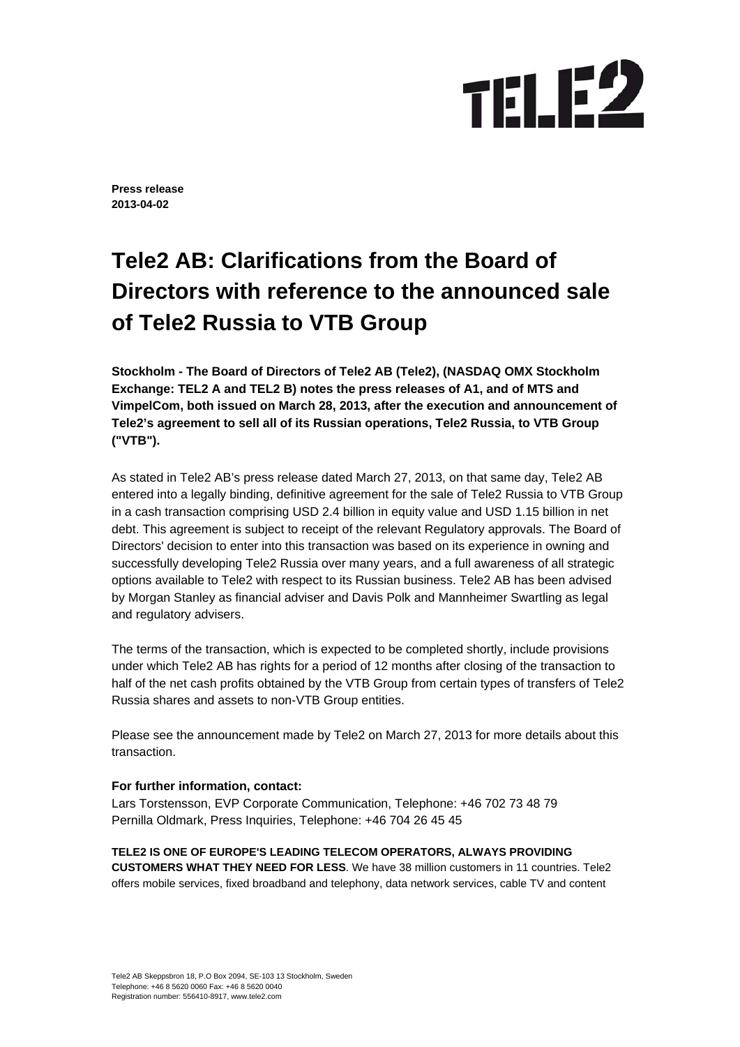**Press release**
**2013-04-02**

# Tele2 AB: Clarifications from the Board of Directors with reference to the announced sale of Tele2 Russia to VTB Group

**Stockholm - The Board of Directors of Tele2 AB (Tele2), (NASDAQ OMX Stockholm Exchange: TEL2 A and TEL2 B) notes the press releases of A1, and of MTS and VimpelCom, both issued on March 28, 2013, after the execution and announcement of Tele2's agreement to sell all of its Russian operations, Tele2 Russia, to VTB Group ("VTB").**

As stated in Tele2 AB's press release dated March 27, 2013, on that same day, Tele2 AB entered into a legally binding, definitive agreement for the sale of Tele2 Russia to VTB Group in a cash transaction comprising USD 2.4 billion in equity value and USD 1.15 billion in net debt. This agreement is subject to receipt of the relevant Regulatory approvals. The Board of Directors' decision to enter into this transaction was based on its experience in owning and successfully developing Tele2 Russia over many years, and a full awareness of all strategic options available to Tele2 with respect to its Russian business. Tele2 AB has been advised by Morgan Stanley as financial adviser and Davis Polk and Mannheimer Swartling as legal and regulatory advisers.

The terms of the transaction, which is expected to be completed shortly, include provisions under which Tele2 AB has rights for a period of 12 months after closing of the transaction to half of the net cash profits obtained by the VTB Group from certain types of transfers of Tele2 Russia shares and assets to non-VTB Group entities.

Please see the announcement made by Tele2 on March 27, 2013 for more details about this transaction.

**For further information, contact:**
Lars Torstensson, EVP Corporate Communication, Telephone: +46 702 73 48 79
Pernilla Oldmark, Press Inquiries, Telephone: +46 704 26 45 45

**TELE2 IS ONE OF EUROPE'S LEADING TELECOM OPERATORS, ALWAYS PROVIDING CUSTOMERS WHAT THEY NEED FOR LESS**. We have 38 million customers in 11 countries. Tele2 offers mobile services, fixed broadband and telephony, data network services, cable TV and content

Tele2 AB Skeppsbron 18, P.O Box 2094, SE-103 13 Stockholm, Sweden
Telephone: +46 8 5620 0060 Fax: +46 8 5620 0040
Registration number: 556410-8917, www.tele2.com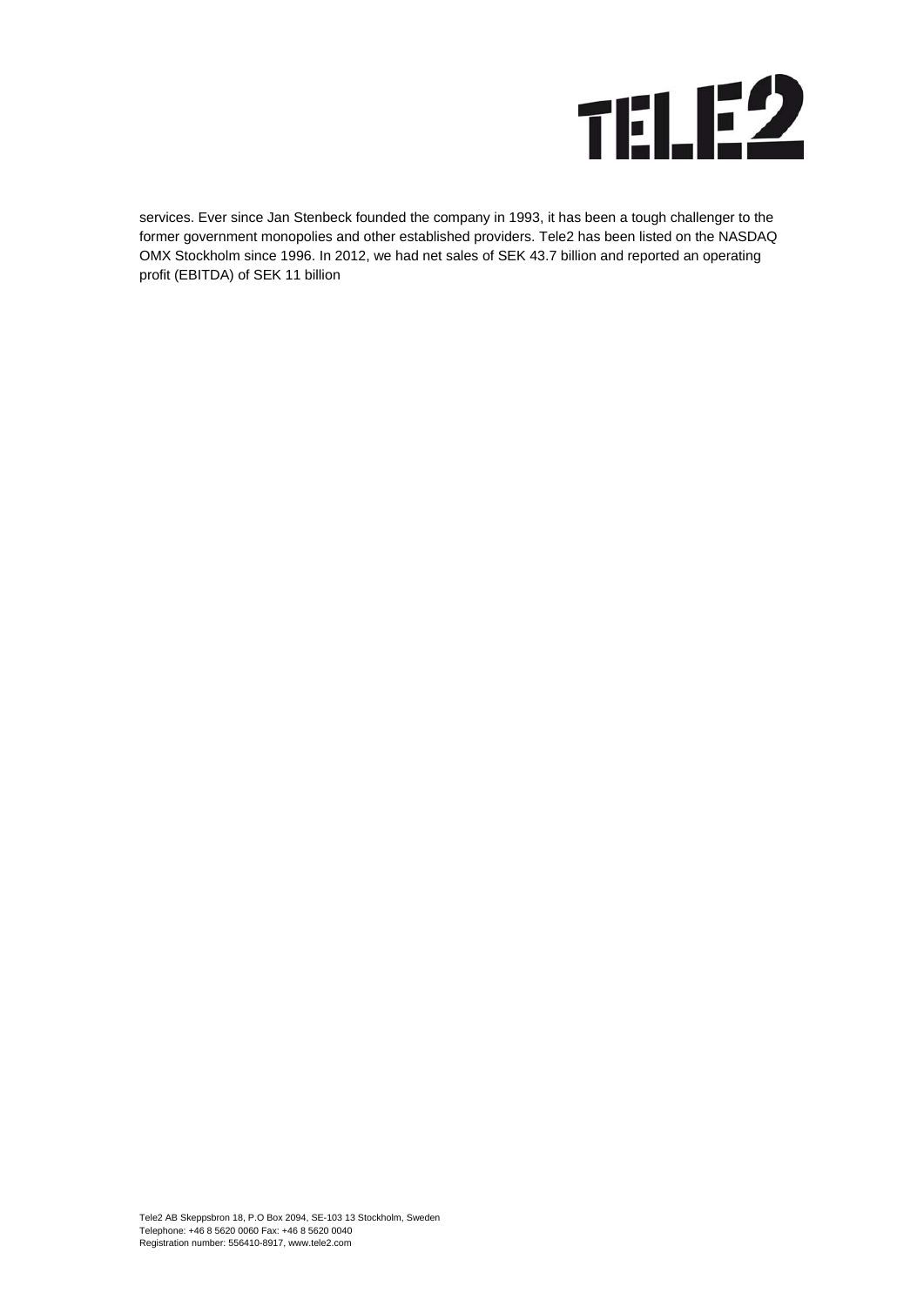services. Ever since Jan Stenbeck founded the company in 1993, it has been a tough challenger to the former government monopolies and other established providers. Tele2 has been listed on the NASDAQ OMX Stockholm since 1996. In 2012, we had net sales of SEK 43.7 billion and reported an operating profit (EBITDA) of SEK 11 billion

Tele2 AB Skeppsbron 18, P.O Box 2094, SE-103 13 Stockholm, Sweden
Telephone: +46 8 5620 0060 Fax: +46 8 5620 0040
Registration number: 556410-8917, www.tele2.com